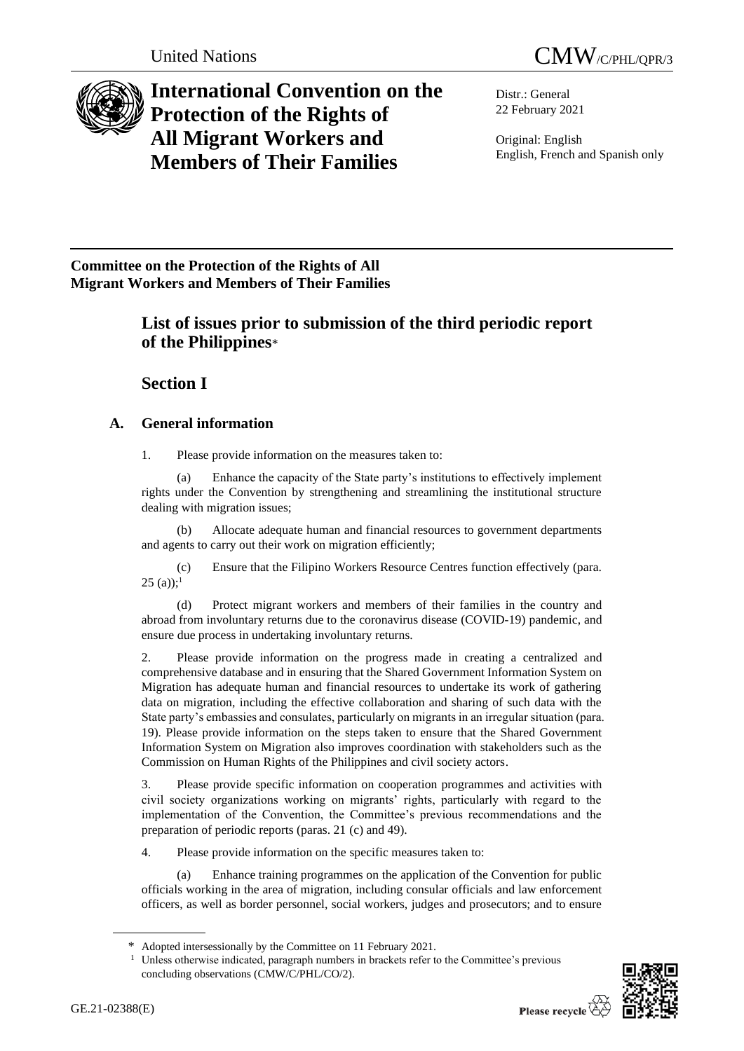United Nations CMW/C/PHL/QPR/3

# International Convention on the Protection of the Rights of All Migrant Workers and Members of Their Families

Distr.: General
22 February 2021

Original: English
English, French and Spanish only

**Committee on the Protection of the Rights of All Migrant Workers and Members of Their Families**

## List of issues prior to submission of the third periodic report of the Philippines*

## Section I

### A. General information

1. Please provide information on the measures taken to:

(a) Enhance the capacity of the State party's institutions to effectively implement rights under the Convention by strengthening and streamlining the institutional structure dealing with migration issues;

(b) Allocate adequate human and financial resources to government departments and agents to carry out their work on migration efficiently;

(c) Ensure that the Filipino Workers Resource Centres function effectively (para. 25 (a));[1]

(d) Protect migrant workers and members of their families in the country and abroad from involuntary returns due to the coronavirus disease (COVID-19) pandemic, and ensure due process in undertaking involuntary returns.

2. Please provide information on the progress made in creating a centralized and comprehensive database and in ensuring that the Shared Government Information System on Migration has adequate human and financial resources to undertake its work of gathering data on migration, including the effective collaboration and sharing of such data with the State party's embassies and consulates, particularly on migrants in an irregular situation (para. 19). Please provide information on the steps taken to ensure that the Shared Government Information System on Migration also improves coordination with stakeholders such as the Commission on Human Rights of the Philippines and civil society actors.

3. Please provide specific information on cooperation programmes and activities with civil society organizations working on migrants' rights, particularly with regard to the implementation of the Convention, the Committee's previous recommendations and the preparation of periodic reports (paras. 21 (c) and 49).

4. Please provide information on the specific measures taken to:

(a) Enhance training programmes on the application of the Convention for public officials working in the area of migration, including consular officials and law enforcement officers, as well as border personnel, social workers, judges and prosecutors; and to ensure

---

\* Adopted intersessionally by the Committee on 11 February 2021.

[1] Unless otherwise indicated, paragraph numbers in brackets refer to the Committee's previous concluding observations (CMW/C/PHL/CO/2).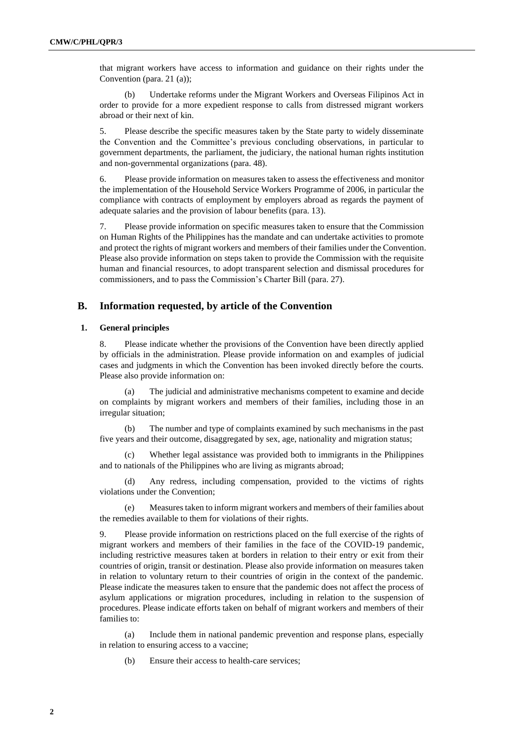that migrant workers have access to information and guidance on their rights under the Convention (para. 21 (a));

(b) Undertake reforms under the Migrant Workers and Overseas Filipinos Act in order to provide for a more expedient response to calls from distressed migrant workers abroad or their next of kin.

5. Please describe the specific measures taken by the State party to widely disseminate the Convention and the Committee's previous concluding observations, in particular to government departments, the parliament, the judiciary, the national human rights institution and non-governmental organizations (para. 48).

6. Please provide information on measures taken to assess the effectiveness and monitor the implementation of the Household Service Workers Programme of 2006, in particular the compliance with contracts of employment by employers abroad as regards the payment of adequate salaries and the provision of labour benefits (para. 13).

7. Please provide information on specific measures taken to ensure that the Commission on Human Rights of the Philippines has the mandate and can undertake activities to promote and protect the rights of migrant workers and members of their families under the Convention. Please also provide information on steps taken to provide the Commission with the requisite human and financial resources, to adopt transparent selection and dismissal procedures for commissioners, and to pass the Commission's Charter Bill (para. 27).

## B. Information requested, by article of the Convention

### 1. General principles

8. Please indicate whether the provisions of the Convention have been directly applied by officials in the administration. Please provide information on and examples of judicial cases and judgments in which the Convention has been invoked directly before the courts. Please also provide information on:

(a) The judicial and administrative mechanisms competent to examine and decide on complaints by migrant workers and members of their families, including those in an irregular situation;

(b) The number and type of complaints examined by such mechanisms in the past five years and their outcome, disaggregated by sex, age, nationality and migration status;

(c) Whether legal assistance was provided both to immigrants in the Philippines and to nationals of the Philippines who are living as migrants abroad;

(d) Any redress, including compensation, provided to the victims of rights violations under the Convention;

(e) Measures taken to inform migrant workers and members of their families about the remedies available to them for violations of their rights.

9. Please provide information on restrictions placed on the full exercise of the rights of migrant workers and members of their families in the face of the COVID-19 pandemic, including restrictive measures taken at borders in relation to their entry or exit from their countries of origin, transit or destination. Please also provide information on measures taken in relation to voluntary return to their countries of origin in the context of the pandemic. Please indicate the measures taken to ensure that the pandemic does not affect the process of asylum applications or migration procedures, including in relation to the suspension of procedures. Please indicate efforts taken on behalf of migrant workers and members of their families to:

(a) Include them in national pandemic prevention and response plans, especially in relation to ensuring access to a vaccine;

(b) Ensure their access to health-care services;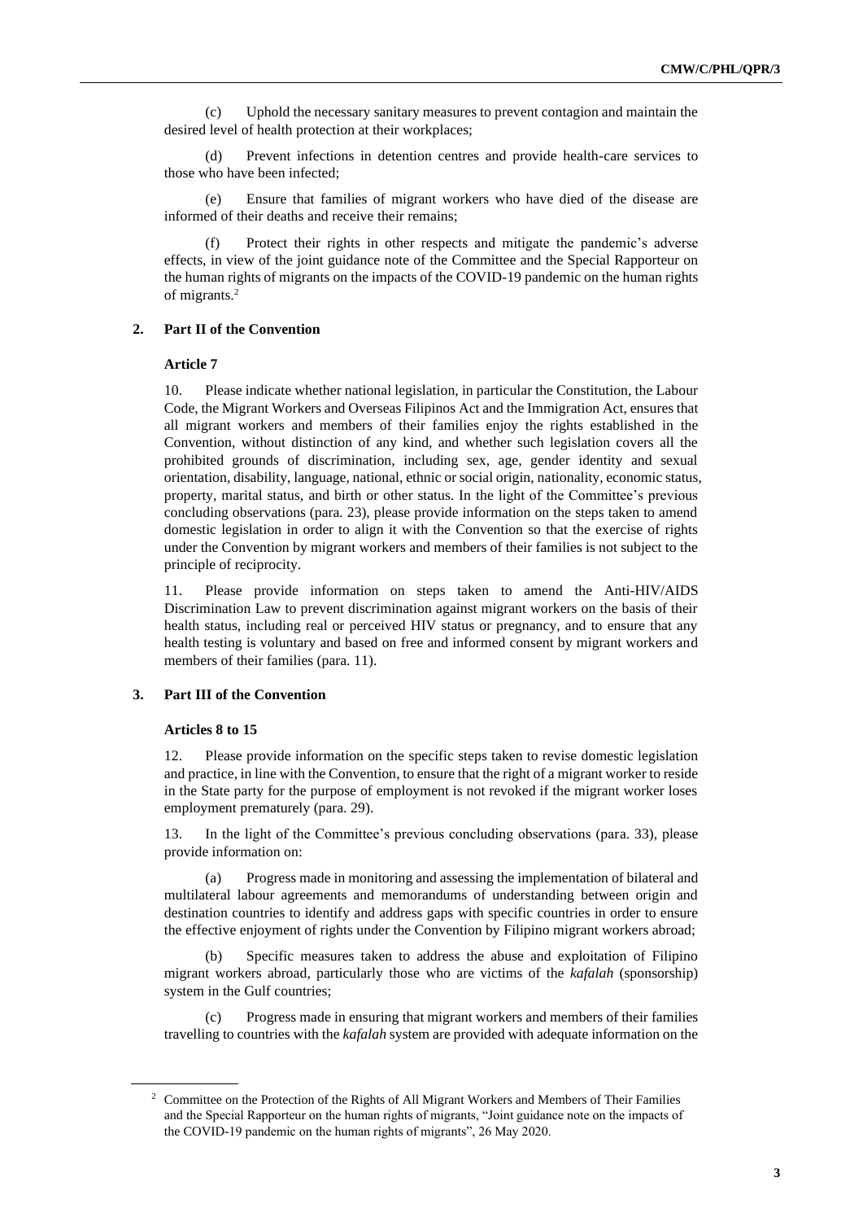(c) Uphold the necessary sanitary measures to prevent contagion and maintain the desired level of health protection at their workplaces;

(d) Prevent infections in detention centres and provide health-care services to those who have been infected;

(e) Ensure that families of migrant workers who have died of the disease are informed of their deaths and receive their remains;

(f) Protect their rights in other respects and mitigate the pandemic's adverse effects, in view of the joint guidance note of the Committee and the Special Rapporteur on the human rights of migrants on the impacts of the COVID-19 pandemic on the human rights of migrants.[2]

### 2. Part II of the Convention

#### Article 7

10. Please indicate whether national legislation, in particular the Constitution, the Labour Code, the Migrant Workers and Overseas Filipinos Act and the Immigration Act, ensures that all migrant workers and members of their families enjoy the rights established in the Convention, without distinction of any kind, and whether such legislation covers all the prohibited grounds of discrimination, including sex, age, gender identity and sexual orientation, disability, language, national, ethnic or social origin, nationality, economic status, property, marital status, and birth or other status. In the light of the Committee's previous concluding observations (para. 23), please provide information on the steps taken to amend domestic legislation in order to align it with the Convention so that the exercise of rights under the Convention by migrant workers and members of their families is not subject to the principle of reciprocity.

11. Please provide information on steps taken to amend the Anti-HIV/AIDS Discrimination Law to prevent discrimination against migrant workers on the basis of their health status, including real or perceived HIV status or pregnancy, and to ensure that any health testing is voluntary and based on free and informed consent by migrant workers and members of their families (para. 11).

### 3. Part III of the Convention

#### Articles 8 to 15

12. Please provide information on the specific steps taken to revise domestic legislation and practice, in line with the Convention, to ensure that the right of a migrant worker to reside in the State party for the purpose of employment is not revoked if the migrant worker loses employment prematurely (para. 29).

13. In the light of the Committee's previous concluding observations (para. 33), please provide information on:

(a) Progress made in monitoring and assessing the implementation of bilateral and multilateral labour agreements and memorandums of understanding between origin and destination countries to identify and address gaps with specific countries in order to ensure the effective enjoyment of rights under the Convention by Filipino migrant workers abroad;

(b) Specific measures taken to address the abuse and exploitation of Filipino migrant workers abroad, particularly those who are victims of the *kafalah* (sponsorship) system in the Gulf countries;

(c) Progress made in ensuring that migrant workers and members of their families travelling to countries with the *kafalah* system are provided with adequate information on the

---

[2] Committee on the Protection of the Rights of All Migrant Workers and Members of Their Families and the Special Rapporteur on the human rights of migrants, "Joint guidance note on the impacts of the COVID-19 pandemic on the human rights of migrants", 26 May 2020.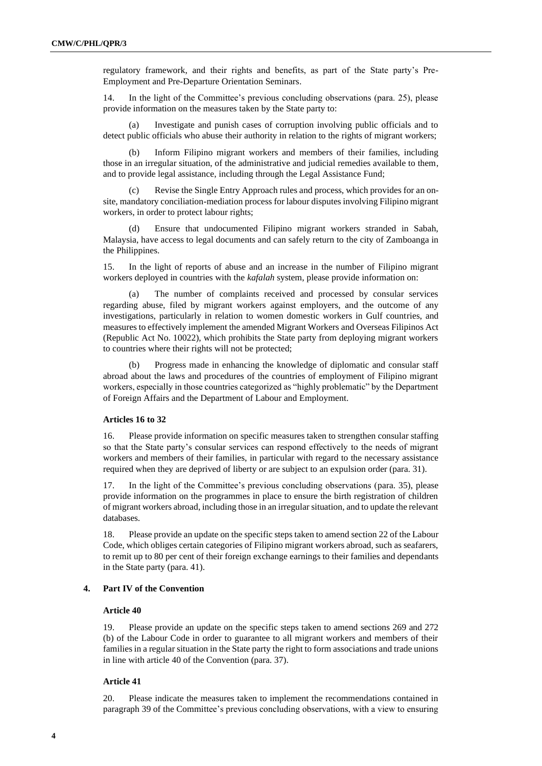regulatory framework, and their rights and benefits, as part of the State party's Pre-Employment and Pre-Departure Orientation Seminars.

14. In the light of the Committee's previous concluding observations (para. 25), please provide information on the measures taken by the State party to:

(a) Investigate and punish cases of corruption involving public officials and to detect public officials who abuse their authority in relation to the rights of migrant workers;

(b) Inform Filipino migrant workers and members of their families, including those in an irregular situation, of the administrative and judicial remedies available to them, and to provide legal assistance, including through the Legal Assistance Fund;

(c) Revise the Single Entry Approach rules and process, which provides for an on-site, mandatory conciliation-mediation process for labour disputes involving Filipino migrant workers, in order to protect labour rights;

(d) Ensure that undocumented Filipino migrant workers stranded in Sabah, Malaysia, have access to legal documents and can safely return to the city of Zamboanga in the Philippines.

15. In the light of reports of abuse and an increase in the number of Filipino migrant workers deployed in countries with the *kafalah* system, please provide information on:

(a) The number of complaints received and processed by consular services regarding abuse, filed by migrant workers against employers, and the outcome of any investigations, particularly in relation to women domestic workers in Gulf countries, and measures to effectively implement the amended Migrant Workers and Overseas Filipinos Act (Republic Act No. 10022), which prohibits the State party from deploying migrant workers to countries where their rights will not be protected;

(b) Progress made in enhancing the knowledge of diplomatic and consular staff abroad about the laws and procedures of the countries of employment of Filipino migrant workers, especially in those countries categorized as "highly problematic" by the Department of Foreign Affairs and the Department of Labour and Employment.

#### Articles 16 to 32

16. Please provide information on specific measures taken to strengthen consular staffing so that the State party's consular services can respond effectively to the needs of migrant workers and members of their families, in particular with regard to the necessary assistance required when they are deprived of liberty or are subject to an expulsion order (para. 31).

17. In the light of the Committee's previous concluding observations (para. 35), please provide information on the programmes in place to ensure the birth registration of children of migrant workers abroad, including those in an irregular situation, and to update the relevant databases.

18. Please provide an update on the specific steps taken to amend section 22 of the Labour Code, which obliges certain categories of Filipino migrant workers abroad, such as seafarers, to remit up to 80 per cent of their foreign exchange earnings to their families and dependants in the State party (para. 41).

### 4. Part IV of the Convention

#### Article 40

19. Please provide an update on the specific steps taken to amend sections 269 and 272 (b) of the Labour Code in order to guarantee to all migrant workers and members of their families in a regular situation in the State party the right to form associations and trade unions in line with article 40 of the Convention (para. 37).

#### Article 41

20. Please indicate the measures taken to implement the recommendations contained in paragraph 39 of the Committee's previous concluding observations, with a view to ensuring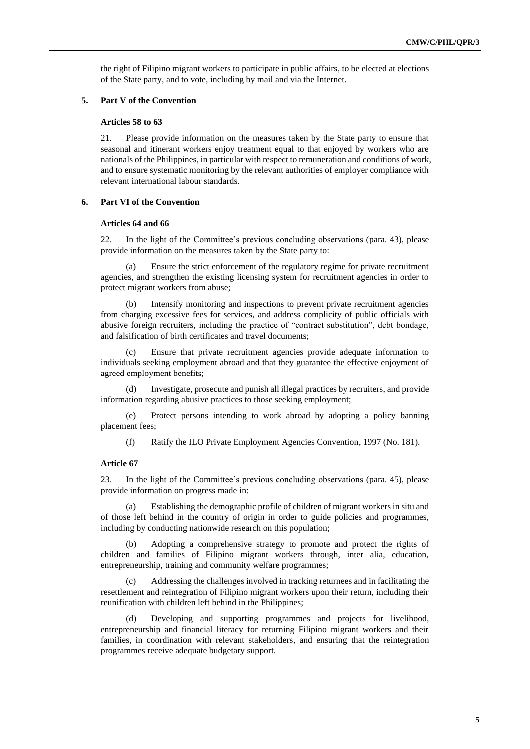the right of Filipino migrant workers to participate in public affairs, to be elected at elections of the State party, and to vote, including by mail and via the Internet.

## 5. Part V of the Convention

### Articles 58 to 63

21. Please provide information on the measures taken by the State party to ensure that seasonal and itinerant workers enjoy treatment equal to that enjoyed by workers who are nationals of the Philippines, in particular with respect to remuneration and conditions of work, and to ensure systematic monitoring by the relevant authorities of employer compliance with relevant international labour standards.

## 6. Part VI of the Convention

### Articles 64 and 66

22. In the light of the Committee's previous concluding observations (para. 43), please provide information on the measures taken by the State party to:

(a) Ensure the strict enforcement of the regulatory regime for private recruitment agencies, and strengthen the existing licensing system for recruitment agencies in order to protect migrant workers from abuse;

(b) Intensify monitoring and inspections to prevent private recruitment agencies from charging excessive fees for services, and address complicity of public officials with abusive foreign recruiters, including the practice of "contract substitution", debt bondage, and falsification of birth certificates and travel documents;

(c) Ensure that private recruitment agencies provide adequate information to individuals seeking employment abroad and that they guarantee the effective enjoyment of agreed employment benefits;

(d) Investigate, prosecute and punish all illegal practices by recruiters, and provide information regarding abusive practices to those seeking employment;

(e) Protect persons intending to work abroad by adopting a policy banning placement fees;

(f) Ratify the ILO Private Employment Agencies Convention, 1997 (No. 181).

### Article 67

23. In the light of the Committee's previous concluding observations (para. 45), please provide information on progress made in:

(a) Establishing the demographic profile of children of migrant workers in situ and of those left behind in the country of origin in order to guide policies and programmes, including by conducting nationwide research on this population;

(b) Adopting a comprehensive strategy to promote and protect the rights of children and families of Filipino migrant workers through, inter alia, education, entrepreneurship, training and community welfare programmes;

(c) Addressing the challenges involved in tracking returnees and in facilitating the resettlement and reintegration of Filipino migrant workers upon their return, including their reunification with children left behind in the Philippines;

(d) Developing and supporting programmes and projects for livelihood, entrepreneurship and financial literacy for returning Filipino migrant workers and their families, in coordination with relevant stakeholders, and ensuring that the reintegration programmes receive adequate budgetary support.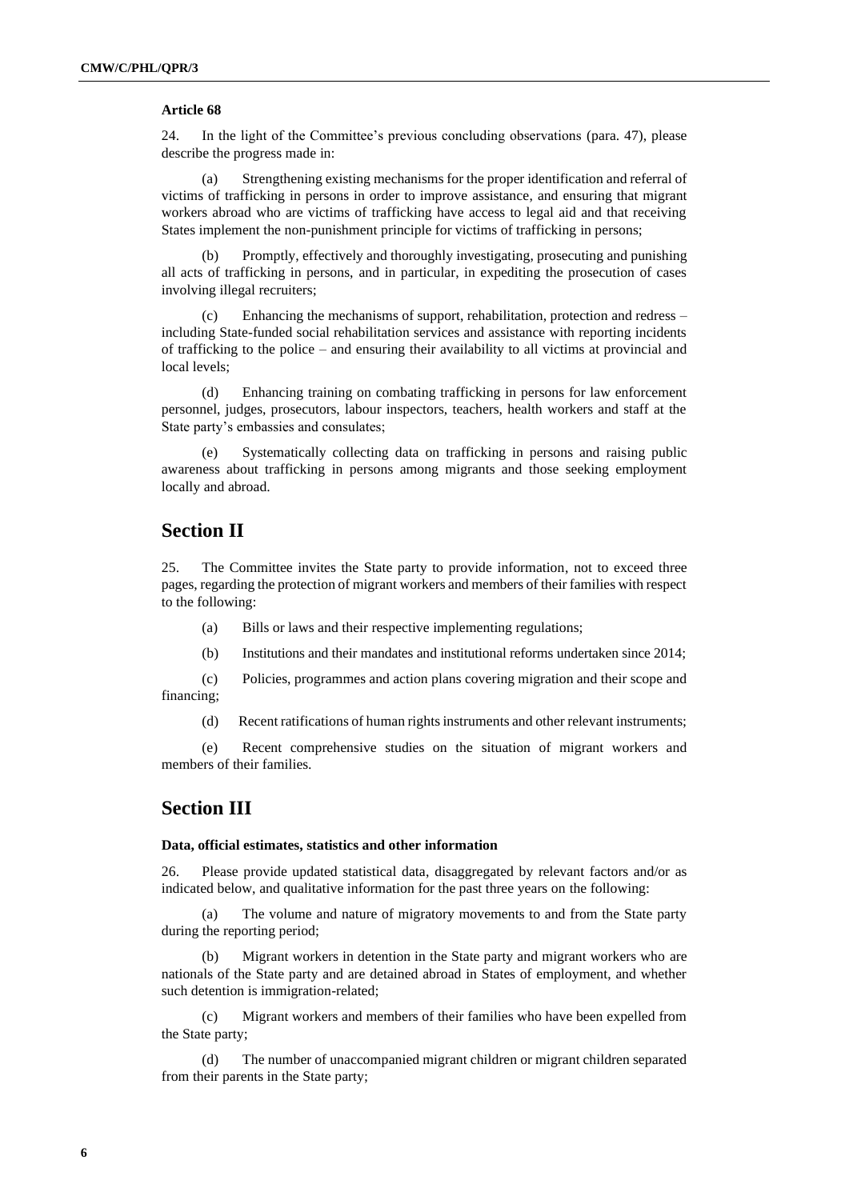**Article 68**

24. In the light of the Committee's previous concluding observations (para. 47), please describe the progress made in:

(a) Strengthening existing mechanisms for the proper identification and referral of victims of trafficking in persons in order to improve assistance, and ensuring that migrant workers abroad who are victims of trafficking have access to legal aid and that receiving States implement the non-punishment principle for victims of trafficking in persons;

(b) Promptly, effectively and thoroughly investigating, prosecuting and punishing all acts of trafficking in persons, and in particular, in expediting the prosecution of cases involving illegal recruiters;

(c) Enhancing the mechanisms of support, rehabilitation, protection and redress – including State-funded social rehabilitation services and assistance with reporting incidents of trafficking to the police – and ensuring their availability to all victims at provincial and local levels;

(d) Enhancing training on combating trafficking in persons for law enforcement personnel, judges, prosecutors, labour inspectors, teachers, health workers and staff at the State party's embassies and consulates;

(e) Systematically collecting data on trafficking in persons and raising public awareness about trafficking in persons among migrants and those seeking employment locally and abroad.

## Section II

25. The Committee invites the State party to provide information, not to exceed three pages, regarding the protection of migrant workers and members of their families with respect to the following:

(a) Bills or laws and their respective implementing regulations;

(b) Institutions and their mandates and institutional reforms undertaken since 2014;

(c) Policies, programmes and action plans covering migration and their scope and financing;

(d) Recent ratifications of human rights instruments and other relevant instruments;

(e) Recent comprehensive studies on the situation of migrant workers and members of their families.

## Section III

**Data, official estimates, statistics and other information**

26. Please provide updated statistical data, disaggregated by relevant factors and/or as indicated below, and qualitative information for the past three years on the following:

(a) The volume and nature of migratory movements to and from the State party during the reporting period;

(b) Migrant workers in detention in the State party and migrant workers who are nationals of the State party and are detained abroad in States of employment, and whether such detention is immigration-related;

(c) Migrant workers and members of their families who have been expelled from the State party;

(d) The number of unaccompanied migrant children or migrant children separated from their parents in the State party;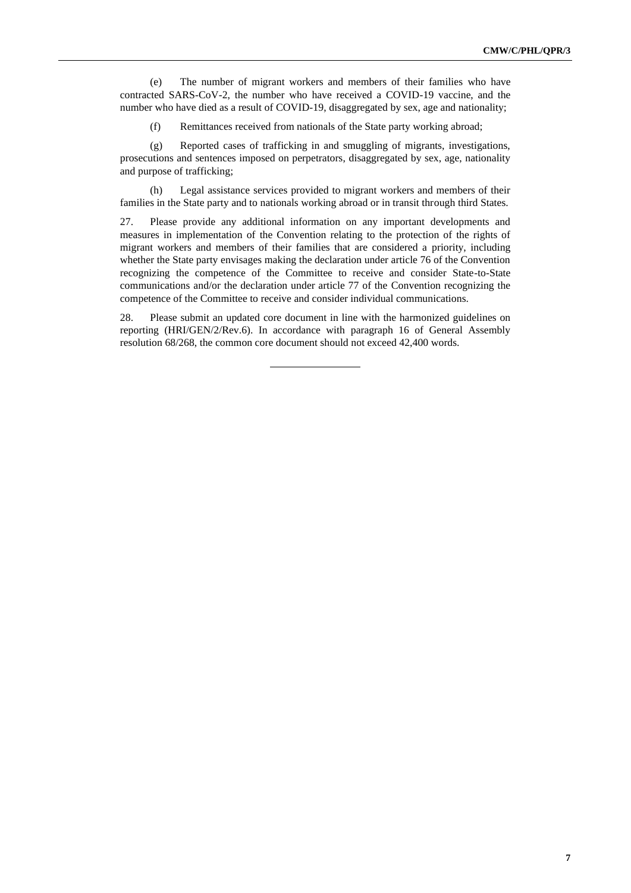(e) The number of migrant workers and members of their families who have contracted SARS-CoV-2, the number who have received a COVID-19 vaccine, and the number who have died as a result of COVID-19, disaggregated by sex, age and nationality;

(f) Remittances received from nationals of the State party working abroad;

(g) Reported cases of trafficking in and smuggling of migrants, investigations, prosecutions and sentences imposed on perpetrators, disaggregated by sex, age, nationality and purpose of trafficking;

(h) Legal assistance services provided to migrant workers and members of their families in the State party and to nationals working abroad or in transit through third States.

27. Please provide any additional information on any important developments and measures in implementation of the Convention relating to the protection of the rights of migrant workers and members of their families that are considered a priority, including whether the State party envisages making the declaration under article 76 of the Convention recognizing the competence of the Committee to receive and consider State-to-State communications and/or the declaration under article 77 of the Convention recognizing the competence of the Committee to receive and consider individual communications.

28. Please submit an updated core document in line with the harmonized guidelines on reporting (HRI/GEN/2/Rev.6). In accordance with paragraph 16 of General Assembly resolution 68/268, the common core document should not exceed 42,400 words.